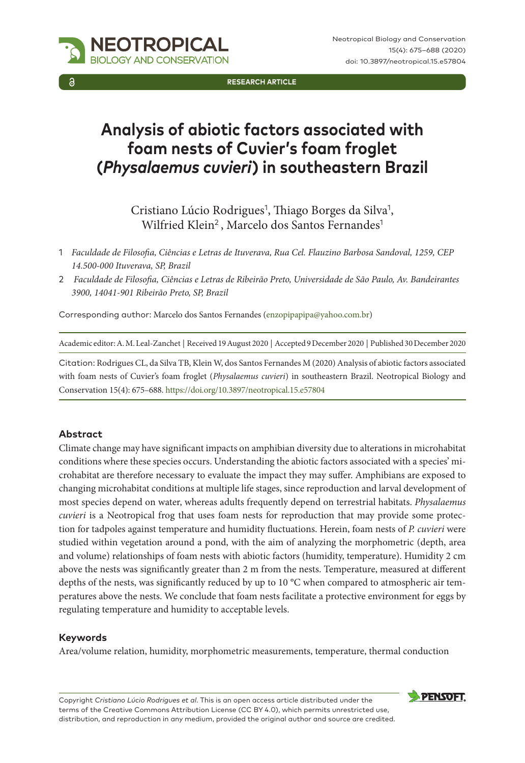RESEARCH ARTICLE

# Analysis of abiotic factors associated with foam nests of Cuvier's foam froglet (*Physalaemus cuvieri*) in southeastern Brazil

Cristiano Lúcio Rodrigues[1], Thiago Borges da Silva[1], Wilfried Klein[2], Marcelo dos Santos Fernandes[1]

1 *Faculdade de Filosofia, Ciências e Letras de Ituverava, Rua Cel. Flauzino Barbosa Sandoval, 1259, CEP 14.500-000 Ituverava, SP, Brazil*

2 *Faculdade de Filosofia, Ciências e Letras de Ribeirão Preto, Universidade de São Paulo, Av. Bandeirantes 3900, 14041-901 Ribeirão Preto, SP, Brazil*

Corresponding author: Marcelo dos Santos Fernandes (enzopipapipa@yahoo.com.br)

Academic editor: A. M. Leal-Zanchet | Received 19 August 2020 | Accepted 9 December 2020 | Published 30 December 2020

Citation: Rodrigues CL, da Silva TB, Klein W, dos Santos Fernandes M (2020) Analysis of abiotic factors associated with foam nests of Cuvier's foam froglet (*Physalaemus cuvieri*) in southeastern Brazil. Neotropical Biology and Conservation 15(4): 675–688. https://doi.org/10.3897/neotropical.15.e57804

## Abstract

Climate change may have significant impacts on amphibian diversity due to alterations in microhabitat conditions where these species occurs. Understanding the abiotic factors associated with a species' microhabitat are therefore necessary to evaluate the impact they may suffer. Amphibians are exposed to changing microhabitat conditions at multiple life stages, since reproduction and larval development of most species depend on water, whereas adults frequently depend on terrestrial habitats. *Physalaemus cuvieri* is a Neotropical frog that uses foam nests for reproduction that may provide some protection for tadpoles against temperature and humidity fluctuations. Herein, foam nests of *P. cuvieri* were studied within vegetation around a pond, with the aim of analyzing the morphometric (depth, area and volume) relationships of foam nests with abiotic factors (humidity, temperature). Humidity 2 cm above the nests was significantly greater than 2 m from the nests. Temperature, measured at different depths of the nests, was significantly reduced by up to 10 °C when compared to atmospheric air temperatures above the nests. We conclude that foam nests facilitate a protective environment for eggs by regulating temperature and humidity to acceptable levels.

### Keywords

Area/volume relation, humidity, morphometric measurements, temperature, thermal conduction

Copyright *Cristiano Lúcio Rodrigues et al.* This is an open access article distributed under the terms of the Creative Commons Attribution License (CC BY 4.0), which permits unrestricted use, distribution, and reproduction in any medium, provided the original author and source are credited.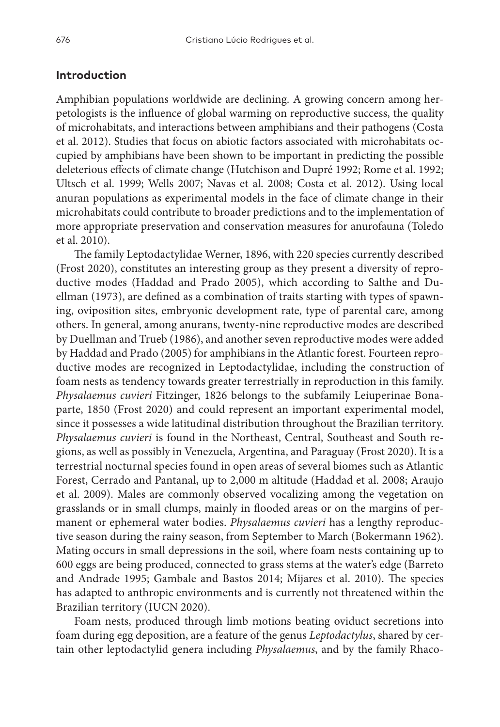## Introduction

Amphibian populations worldwide are declining. A growing concern among herpetologists is the influence of global warming on reproductive success, the quality of microhabitats, and interactions between amphibians and their pathogens (Costa et al. 2012). Studies that focus on abiotic factors associated with microhabitats occupied by amphibians have been shown to be important in predicting the possible deleterious effects of climate change (Hutchison and Dupré 1992; Rome et al. 1992; Ultsch et al. 1999; Wells 2007; Navas et al. 2008; Costa et al. 2012). Using local anuran populations as experimental models in the face of climate change in their microhabitats could contribute to broader predictions and to the implementation of more appropriate preservation and conservation measures for anurofauna (Toledo et al. 2010).

The family Leptodactylidae Werner, 1896, with 220 species currently described (Frost 2020), constitutes an interesting group as they present a diversity of reproductive modes (Haddad and Prado 2005), which according to Salthe and Duellman (1973), are defined as a combination of traits starting with types of spawning, oviposition sites, embryonic development rate, type of parental care, among others. In general, among anurans, twenty-nine reproductive modes are described by Duellman and Trueb (1986), and another seven reproductive modes were added by Haddad and Prado (2005) for amphibians in the Atlantic forest. Fourteen reproductive modes are recognized in Leptodactylidae, including the construction of foam nests as tendency towards greater terrestrially in reproduction in this family. *Physalaemus cuvieri* Fitzinger, 1826 belongs to the subfamily Leiuperinae Bonaparte, 1850 (Frost 2020) and could represent an important experimental model, since it possesses a wide latitudinal distribution throughout the Brazilian territory. *Physalaemus cuvieri* is found in the Northeast, Central, Southeast and South regions, as well as possibly in Venezuela, Argentina, and Paraguay (Frost 2020). It is a terrestrial nocturnal species found in open areas of several biomes such as Atlantic Forest, Cerrado and Pantanal, up to 2,000 m altitude (Haddad et al. 2008; Araujo et al. 2009). Males are commonly observed vocalizing among the vegetation on grasslands or in small clumps, mainly in flooded areas or on the margins of permanent or ephemeral water bodies. *Physalaemus cuvieri* has a lengthy reproductive season during the rainy season, from September to March (Bokermann 1962). Mating occurs in small depressions in the soil, where foam nests containing up to 600 eggs are being produced, connected to grass stems at the water's edge (Barreto and Andrade 1995; Gambale and Bastos 2014; Mijares et al. 2010). The species has adapted to anthropic environments and is currently not threatened within the Brazilian territory (IUCN 2020).

Foam nests, produced through limb motions beating oviduct secretions into foam during egg deposition, are a feature of the genus *Leptodactylus*, shared by certain other leptodactylid genera including *Physalaemus*, and by the family Rhaco-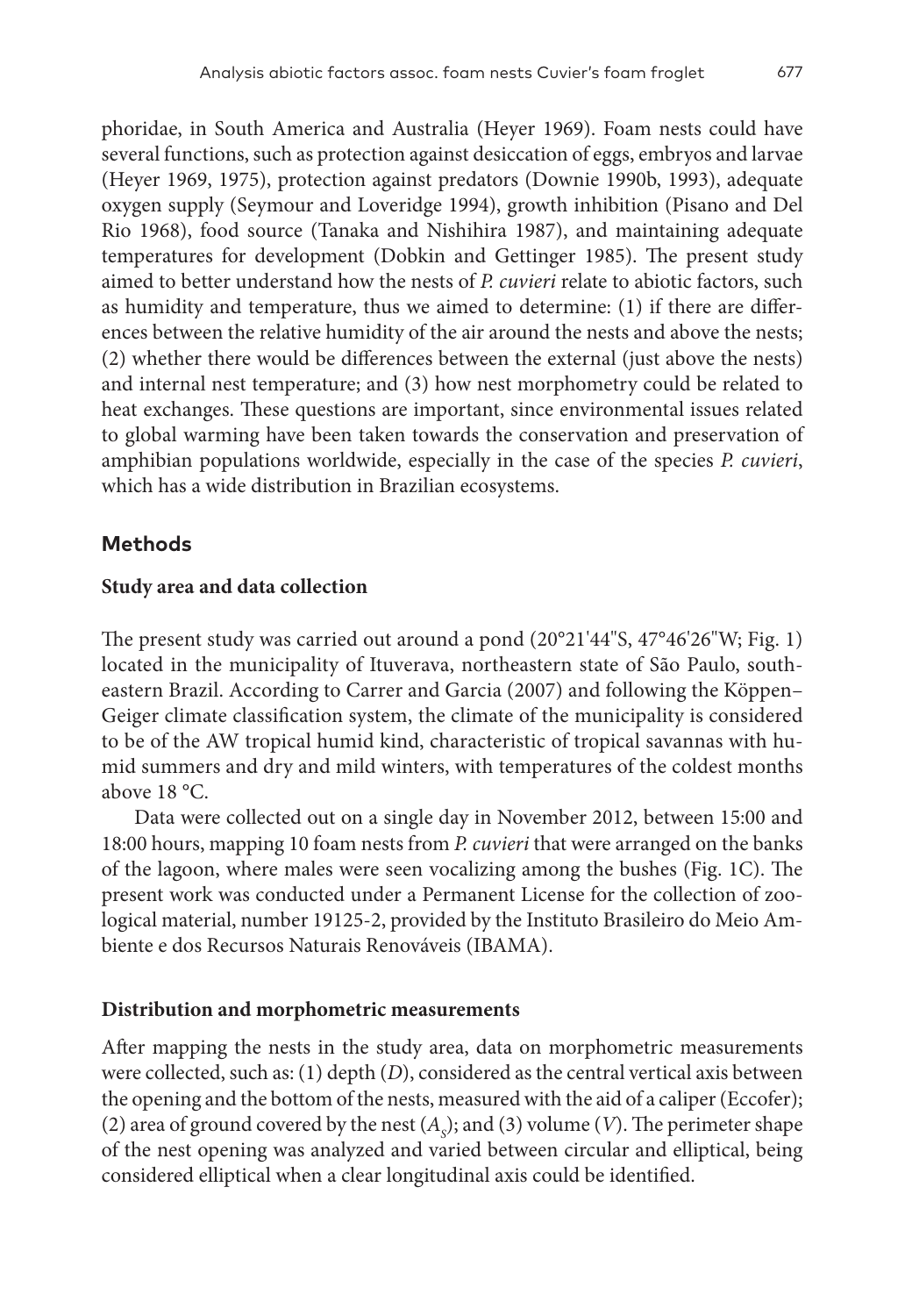phoridae, in South America and Australia (Heyer 1969). Foam nests could have several functions, such as protection against desiccation of eggs, embryos and larvae (Heyer 1969, 1975), protection against predators (Downie 1990b, 1993), adequate oxygen supply (Seymour and Loveridge 1994), growth inhibition (Pisano and Del Rio 1968), food source (Tanaka and Nishihira 1987), and maintaining adequate temperatures for development (Dobkin and Gettinger 1985). The present study aimed to better understand how the nests of *P. cuvieri* relate to abiotic factors, such as humidity and temperature, thus we aimed to determine: (1) if there are differences between the relative humidity of the air around the nests and above the nests; (2) whether there would be differences between the external (just above the nests) and internal nest temperature; and (3) how nest morphometry could be related to heat exchanges. These questions are important, since environmental issues related to global warming have been taken towards the conservation and preservation of amphibian populations worldwide, especially in the case of the species *P. cuvieri*, which has a wide distribution in Brazilian ecosystems.

## Methods

### Study area and data collection

The present study was carried out around a pond (20°21'44"S, 47°46'26"W; Fig. 1) located in the municipality of Ituverava, northeastern state of São Paulo, southeastern Brazil. According to Carrer and Garcia (2007) and following the Köppen–Geiger climate classification system, the climate of the municipality is considered to be of the AW tropical humid kind, characteristic of tropical savannas with humid summers and dry and mild winters, with temperatures of the coldest months above 18 °C.

Data were collected out on a single day in November 2012, between 15:00 and 18:00 hours, mapping 10 foam nests from *P. cuvieri* that were arranged on the banks of the lagoon, where males were seen vocalizing among the bushes (Fig. 1C). The present work was conducted under a Permanent License for the collection of zoological material, number 19125-2, provided by the Instituto Brasileiro do Meio Ambiente e dos Recursos Naturais Renováveis (IBAMA).

### Distribution and morphometric measurements

After mapping the nests in the study area, data on morphometric measurements were collected, such as: (1) depth ($D$), considered as the central vertical axis between the opening and the bottom of the nests, measured with the aid of a caliper (Eccofer); (2) area of ground covered by the nest ($A_s$); and (3) volume ($V$). The perimeter shape of the nest opening was analyzed and varied between circular and elliptical, being considered elliptical when a clear longitudinal axis could be identified.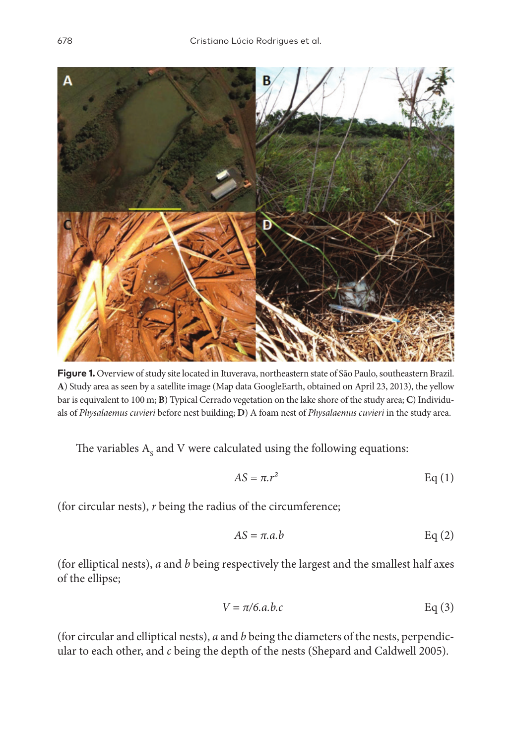**Figure 1.** Overview of study site located in Ituverava, northeastern state of São Paulo, southeastern Brazil. **A**) Study area as seen by a satellite image (Map data GoogleEarth, obtained on April 23, 2013), the yellow bar is equivalent to 100 m; **B**) Typical Cerrado vegetation on the lake shore of the study area; **C**) Individuals of *Physalaemus cuvieri* before nest building; **D**) A foam nest of *Physalaemus cuvieri* in the study area.

The variables $A_s$ and V were calculated using the following equations:

$$AS = \pi . r^2 \qquad \text{Eq (1)}$$

(for circular nests), *r* being the radius of the circumference;

$$AS = \pi . a . b \qquad \text{Eq (2)}$$

(for elliptical nests), *a* and *b* being respectively the largest and the smallest half axes of the ellipse;

$$V = \pi / 6 . a . b . c \qquad \text{Eq (3)}$$

(for circular and elliptical nests), *a* and *b* being the diameters of the nests, perpendicular to each other, and *c* being the depth of the nests (Shepard and Caldwell 2005).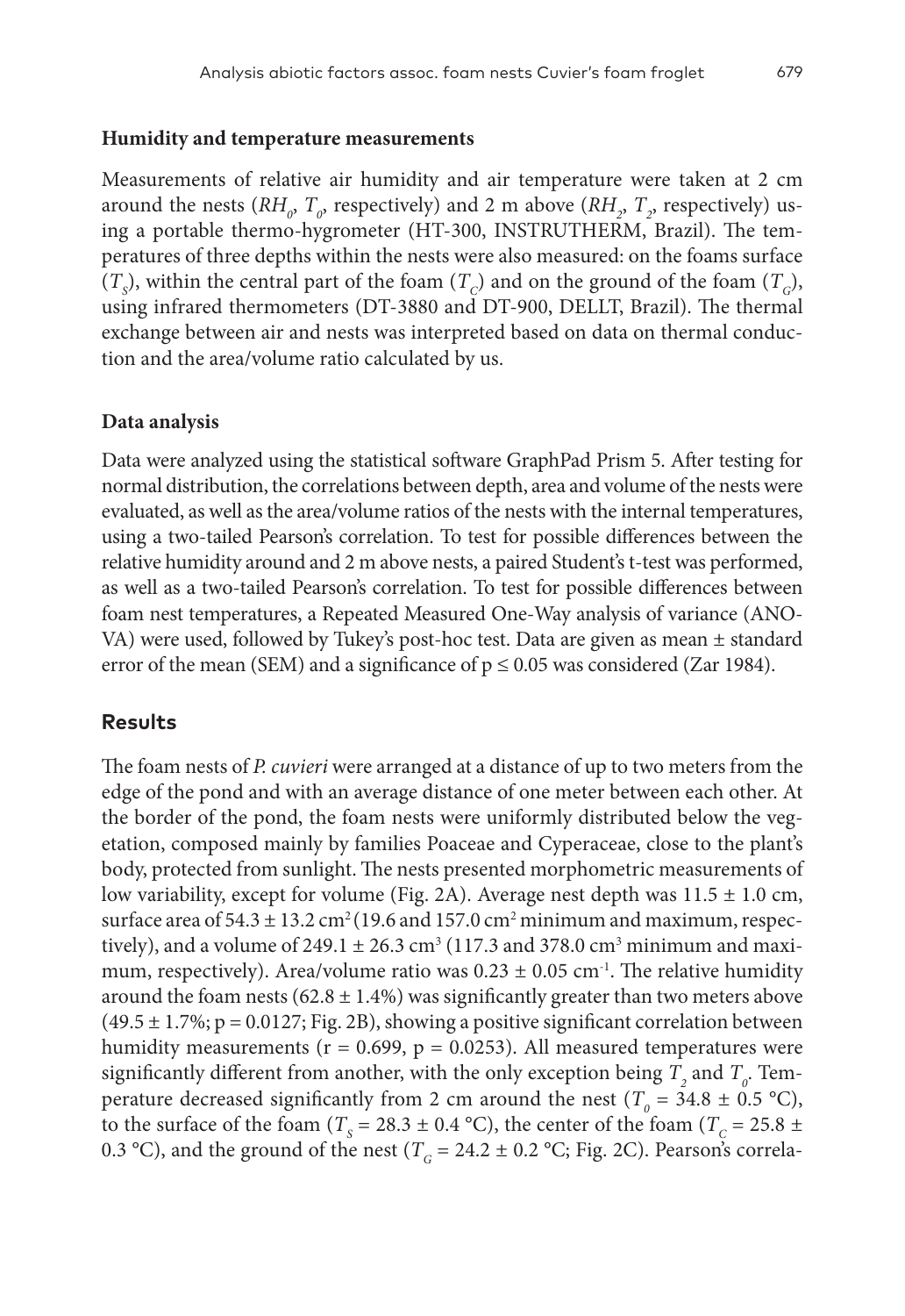### Humidity and temperature measurements

Measurements of relative air humidity and air temperature were taken at 2 cm around the nests ($RH_0$, $T_0$, respectively) and 2 m above ($RH_2$, $T_2$, respectively) using a portable thermo-hygrometer (HT-300, INSTRUTHERM, Brazil). The temperatures of three depths within the nests were also measured: on the foams surface ($T_S$), within the central part of the foam ($T_C$) and on the ground of the foam ($T_G$), using infrared thermometers (DT-3880 and DT-900, DELLT, Brazil). The thermal exchange between air and nests was interpreted based on data on thermal conduction and the area/volume ratio calculated by us.

### Data analysis

Data were analyzed using the statistical software GraphPad Prism 5. After testing for normal distribution, the correlations between depth, area and volume of the nests were evaluated, as well as the area/volume ratios of the nests with the internal temperatures, using a two-tailed Pearson's correlation. To test for possible differences between the relative humidity around and 2 m above nests, a paired Student's t-test was performed, as well as a two-tailed Pearson's correlation. To test for possible differences between foam nest temperatures, a Repeated Measured One-Way analysis of variance (ANOVA) were used, followed by Tukey's post-hoc test. Data are given as mean ± standard error of the mean (SEM) and a significance of $p \leq 0.05$ was considered (Zar 1984).

## Results

The foam nests of *P. cuvieri* were arranged at a distance of up to two meters from the edge of the pond and with an average distance of one meter between each other. At the border of the pond, the foam nests were uniformly distributed below the vegetation, composed mainly by families Poaceae and Cyperaceae, close to the plant's body, protected from sunlight. The nests presented morphometric measurements of low variability, except for volume (Fig. 2A). Average nest depth was 11.5 ± 1.0 cm, surface area of 54.3 ± 13.2 $cm^2$ (19.6 and 157.0 $cm^2$ minimum and maximum, respectively), and a volume of 249.1 ± 26.3 $cm^3$ (117.3 and 378.0 $cm^3$ minimum and maximum, respectively). Area/volume ratio was 0.23 ± 0.05 $cm^{-1}$. The relative humidity around the foam nests (62.8 ± 1.4%) was significantly greater than two meters above (49.5 ± 1.7%; $p = 0.0127$; Fig. 2B), showing a positive significant correlation between humidity measurements ($r = 0.699$, $p = 0.0253$). All measured temperatures were significantly different from another, with the only exception being $T_2$ and $T_0$. Temperature decreased significantly from 2 cm around the nest ($T_0$ = 34.8 ± 0.5 °C), to the surface of the foam ($T_S$ = 28.3 ± 0.4 °C), the center of the foam ($T_C$ = 25.8 ± 0.3 °C), and the ground of the nest ($T_G$ = 24.2 ± 0.2 °C; Fig. 2C). Pearson's correla-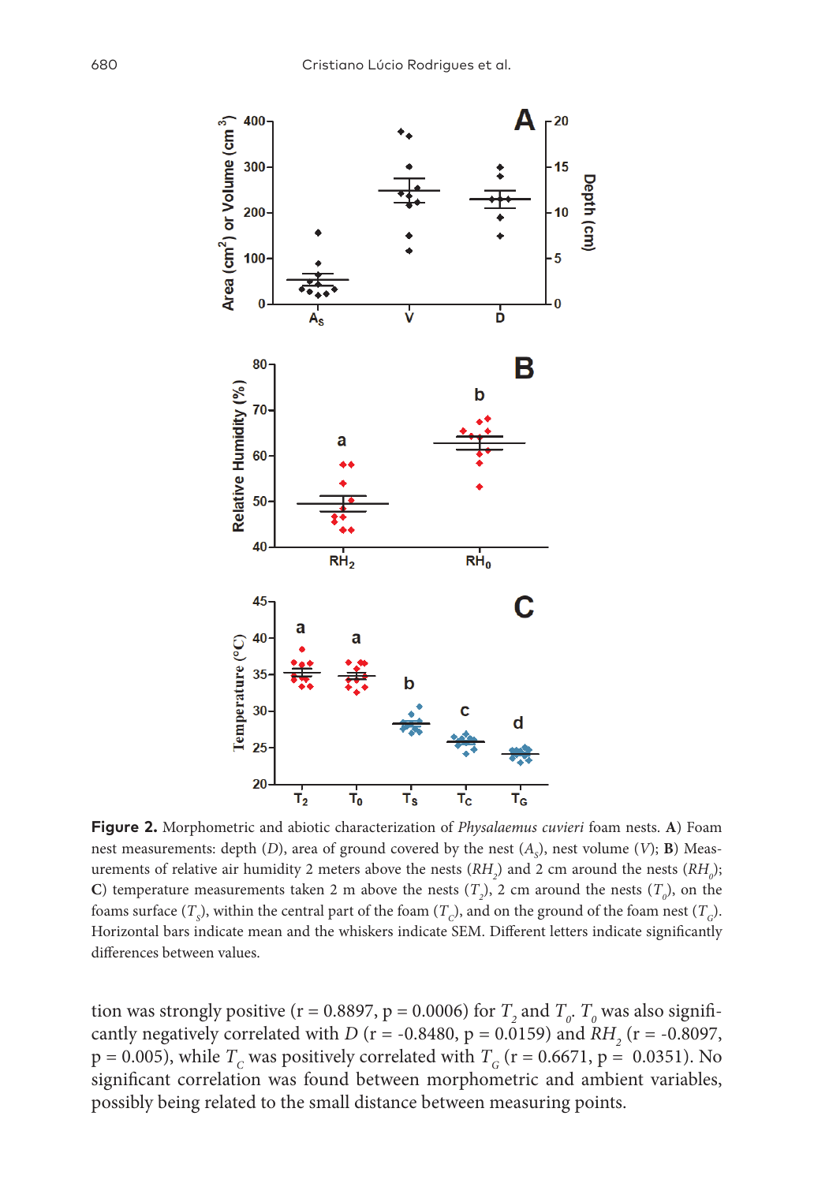**Figure 2.** Morphometric and abiotic characterization of *Physalaemus cuvieri* foam nests. **A**) Foam nest measurements: depth ($D$), area of ground covered by the nest ($A_s$), nest volume ($V$); **B**) Measurements of relative air humidity 2 meters above the nests ($RH_2$) and 2 cm around the nests ($RH_0$); **C**) temperature measurements taken 2 m above the nests ($T_2$), 2 cm around the nests ($T_0$), on the foams surface ($T_S$), within the central part of the foam ($T_C$), and on the ground of the foam nest ($T_G$). Horizontal bars indicate mean and the whiskers indicate SEM. Different letters indicate significantly differences between values.

tion was strongly positive (r = 0.8897, p = 0.0006) for $T_2$ and $T_0$. $T_0$ was also significantly negatively correlated with $D$ (r = -0.8480, p = 0.0159) and $RH_2$ (r = -0.8097, p = 0.005), while $T_C$ was positively correlated with $T_G$ (r = 0.6671, p = 0.0351). No significant correlation was found between morphometric and ambient variables, possibly being related to the small distance between measuring points.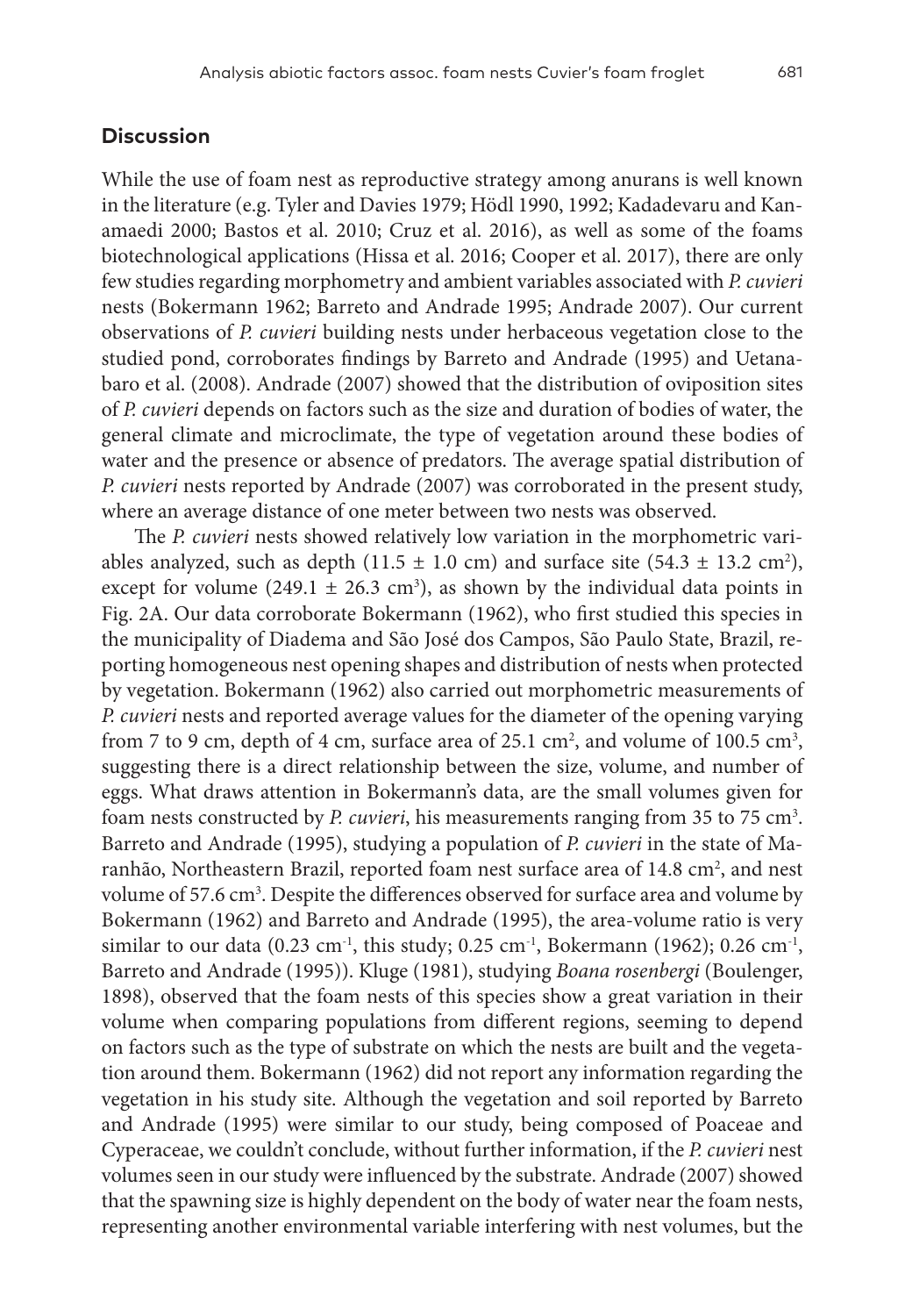## Discussion

While the use of foam nest as reproductive strategy among anurans is well known in the literature (e.g. Tyler and Davies 1979; Hödl 1990, 1992; Kadadevaru and Kanamaedi 2000; Bastos et al. 2010; Cruz et al. 2016), as well as some of the foams biotechnological applications (Hissa et al. 2016; Cooper et al. 2017), there are only few studies regarding morphometry and ambient variables associated with *P. cuvieri* nests (Bokermann 1962; Barreto and Andrade 1995; Andrade 2007). Our current observations of *P. cuvieri* building nests under herbaceous vegetation close to the studied pond, corroborates findings by Barreto and Andrade (1995) and Uetanabaro et al. (2008). Andrade (2007) showed that the distribution of oviposition sites of *P. cuvieri* depends on factors such as the size and duration of bodies of water, the general climate and microclimate, the type of vegetation around these bodies of water and the presence or absence of predators. The average spatial distribution of *P. cuvieri* nests reported by Andrade (2007) was corroborated in the present study, where an average distance of one meter between two nests was observed.

The *P. cuvieri* nests showed relatively low variation in the morphometric variables analyzed, such as depth (11.5 ± 1.0 cm) and surface site (54.3 ± 13.2 $cm^2$), except for volume (249.1 ± 26.3 $cm^3$), as shown by the individual data points in Fig. 2A. Our data corroborate Bokermann (1962), who first studied this species in the municipality of Diadema and São José dos Campos, São Paulo State, Brazil, reporting homogeneous nest opening shapes and distribution of nests when protected by vegetation. Bokermann (1962) also carried out morphometric measurements of *P. cuvieri* nests and reported average values for the diameter of the opening varying from 7 to 9 cm, depth of 4 cm, surface area of 25.1 $cm^2$, and volume of 100.5 $cm^3$, suggesting there is a direct relationship between the size, volume, and number of eggs. What draws attention in Bokermann's data, are the small volumes given for foam nests constructed by *P. cuvieri*, his measurements ranging from 35 to 75 $cm^3$. Barreto and Andrade (1995), studying a population of *P. cuvieri* in the state of Maranhão, Northeastern Brazil, reported foam nest surface area of 14.8 $cm^2$, and nest volume of 57.6 $cm^3$. Despite the differences observed for surface area and volume by Bokermann (1962) and Barreto and Andrade (1995), the area-volume ratio is very similar to our data (0.23 $cm^{-1}$, this study; 0.25 $cm^{-1}$, Bokermann (1962); 0.26 $cm^{-1}$, Barreto and Andrade (1995)). Kluge (1981), studying *Boana rosenbergi* (Boulenger, 1898), observed that the foam nests of this species show a great variation in their volume when comparing populations from different regions, seeming to depend on factors such as the type of substrate on which the nests are built and the vegetation around them. Bokermann (1962) did not report any information regarding the vegetation in his study site. Although the vegetation and soil reported by Barreto and Andrade (1995) were similar to our study, being composed of Poaceae and Cyperaceae, we couldn't conclude, without further information, if the *P. cuvieri* nest volumes seen in our study were influenced by the substrate. Andrade (2007) showed that the spawning size is highly dependent on the body of water near the foam nests, representing another environmental variable interfering with nest volumes, but the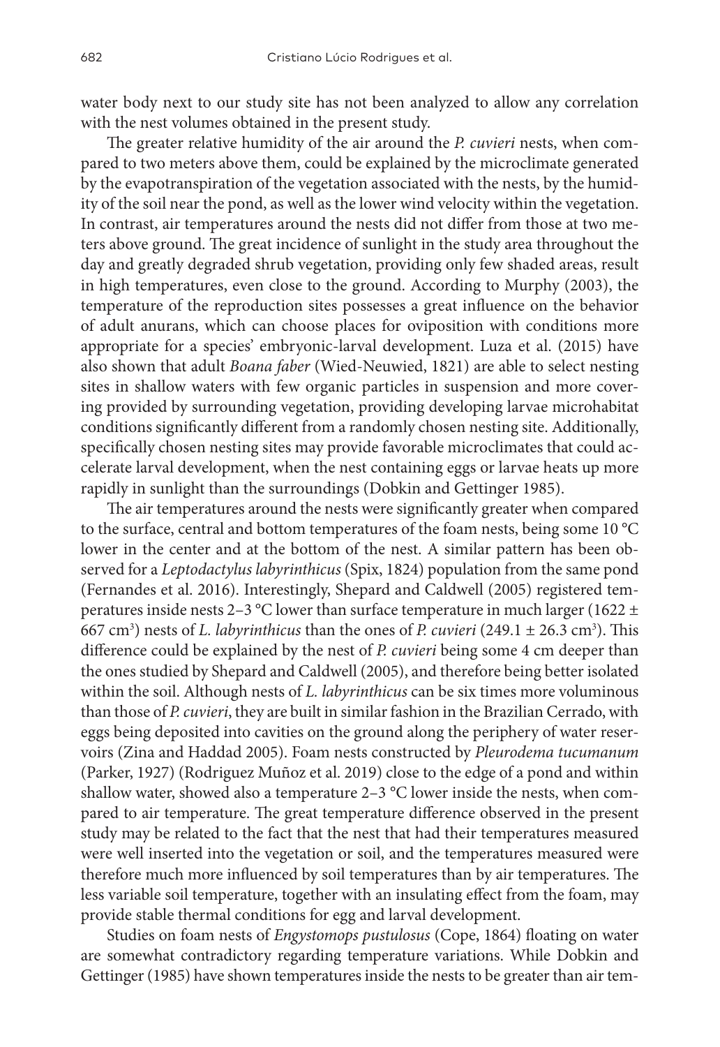water body next to our study site has not been analyzed to allow any correlation with the nest volumes obtained in the present study.

The greater relative humidity of the air around the *P. cuvieri* nests, when compared to two meters above them, could be explained by the microclimate generated by the evapotranspiration of the vegetation associated with the nests, by the humidity of the soil near the pond, as well as the lower wind velocity within the vegetation. In contrast, air temperatures around the nests did not differ from those at two meters above ground. The great incidence of sunlight in the study area throughout the day and greatly degraded shrub vegetation, providing only few shaded areas, result in high temperatures, even close to the ground. According to Murphy (2003), the temperature of the reproduction sites possesses a great influence on the behavior of adult anurans, which can choose places for oviposition with conditions more appropriate for a species' embryonic-larval development. Luza et al. (2015) have also shown that adult *Boana faber* (Wied-Neuwied, 1821) are able to select nesting sites in shallow waters with few organic particles in suspension and more covering provided by surrounding vegetation, providing developing larvae microhabitat conditions significantly different from a randomly chosen nesting site. Additionally, specifically chosen nesting sites may provide favorable microclimates that could accelerate larval development, when the nest containing eggs or larvae heats up more rapidly in sunlight than the surroundings (Dobkin and Gettinger 1985).

The air temperatures around the nests were significantly greater when compared to the surface, central and bottom temperatures of the foam nests, being some 10 °C lower in the center and at the bottom of the nest. A similar pattern has been observed for a *Leptodactylus labyrinthicus* (Spix, 1824) population from the same pond (Fernandes et al. 2016). Interestingly, Shepard and Caldwell (2005) registered temperatures inside nests 2–3 °C lower than surface temperature in much larger (1622 ± 667 $cm^3$) nests of *L. labyrinthicus* than the ones of *P. cuvieri* (249.1 ± 26.3 $cm^3$). This difference could be explained by the nest of *P. cuvieri* being some 4 cm deeper than the ones studied by Shepard and Caldwell (2005), and therefore being better isolated within the soil. Although nests of *L. labyrinthicus* can be six times more voluminous than those of *P. cuvieri*, they are built in similar fashion in the Brazilian Cerrado, with eggs being deposited into cavities on the ground along the periphery of water reservoirs (Zina and Haddad 2005). Foam nests constructed by *Pleurodema tucumanum* (Parker, 1927) (Rodriguez Muñoz et al. 2019) close to the edge of a pond and within shallow water, showed also a temperature 2–3 °C lower inside the nests, when compared to air temperature. The great temperature difference observed in the present study may be related to the fact that the nest that had their temperatures measured were well inserted into the vegetation or soil, and the temperatures measured were therefore much more influenced by soil temperatures than by air temperatures. The less variable soil temperature, together with an insulating effect from the foam, may provide stable thermal conditions for egg and larval development.

Studies on foam nests of *Engystomops pustulosus* (Cope, 1864) floating on water are somewhat contradictory regarding temperature variations. While Dobkin and Gettinger (1985) have shown temperatures inside the nests to be greater than air tem-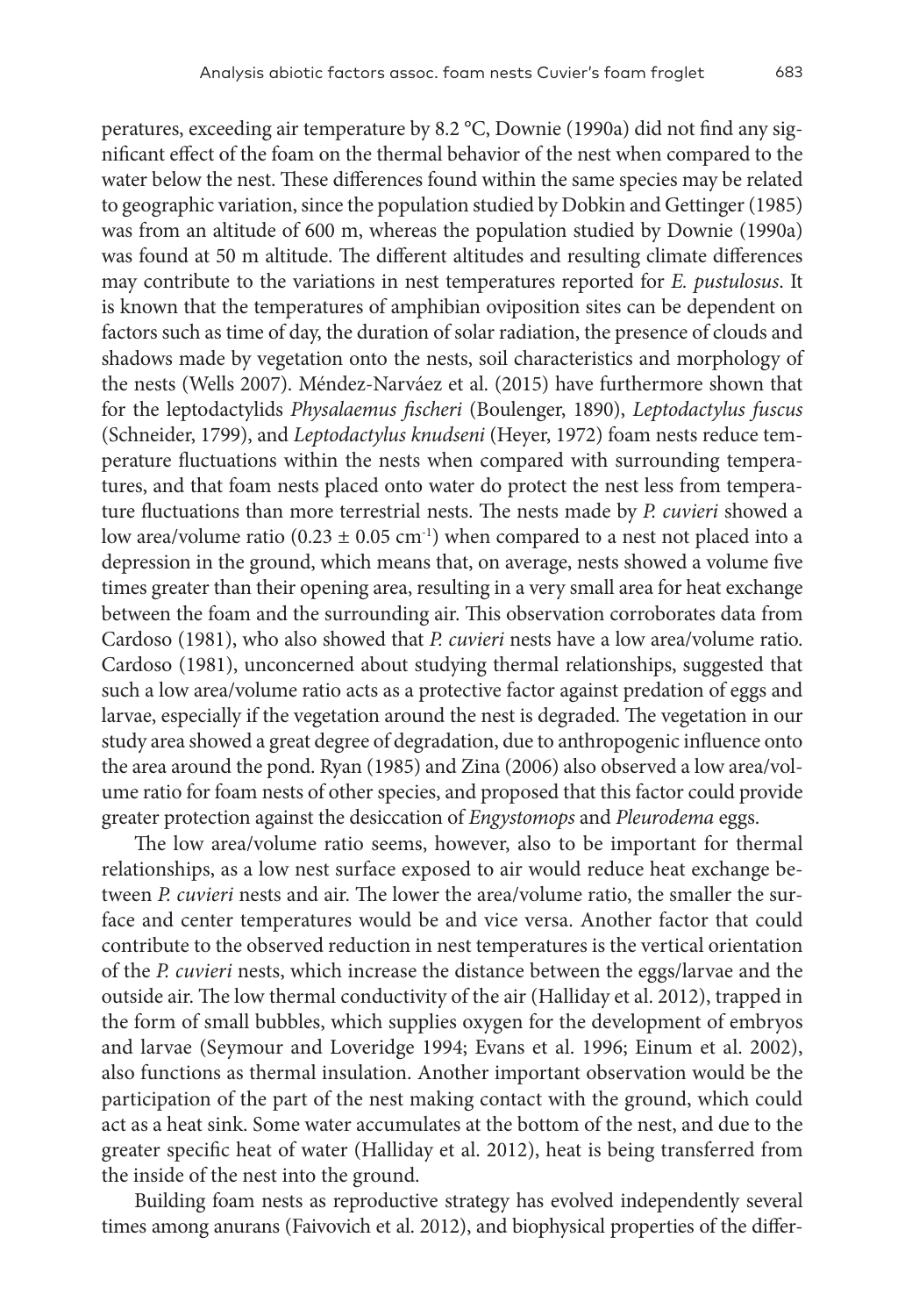peratures, exceeding air temperature by 8.2 °C, Downie (1990a) did not find any significant effect of the foam on the thermal behavior of the nest when compared to the water below the nest. These differences found within the same species may be related to geographic variation, since the population studied by Dobkin and Gettinger (1985) was from an altitude of 600 m, whereas the population studied by Downie (1990a) was found at 50 m altitude. The different altitudes and resulting climate differences may contribute to the variations in nest temperatures reported for *E. pustulosus*. It is known that the temperatures of amphibian oviposition sites can be dependent on factors such as time of day, the duration of solar radiation, the presence of clouds and shadows made by vegetation onto the nests, soil characteristics and morphology of the nests (Wells 2007). Méndez-Narváez et al. (2015) have furthermore shown that for the leptodactylids *Physalaemus fischeri* (Boulenger, 1890), *Leptodactylus fuscus* (Schneider, 1799), and *Leptodactylus knudseni* (Heyer, 1972) foam nests reduce temperature fluctuations within the nests when compared with surrounding temperatures, and that foam nests placed onto water do protect the nest less from temperature fluctuations than more terrestrial nests. The nests made by *P. cuvieri* showed a low area/volume ratio ($0.23 \pm 0.05$ cm$^{-1}$) when compared to a nest not placed into a depression in the ground, which means that, on average, nests showed a volume five times greater than their opening area, resulting in a very small area for heat exchange between the foam and the surrounding air. This observation corroborates data from Cardoso (1981), who also showed that *P. cuvieri* nests have a low area/volume ratio. Cardoso (1981), unconcerned about studying thermal relationships, suggested that such a low area/volume ratio acts as a protective factor against predation of eggs and larvae, especially if the vegetation around the nest is degraded. The vegetation in our study area showed a great degree of degradation, due to anthropogenic influence onto the area around the pond. Ryan (1985) and Zina (2006) also observed a low area/volume ratio for foam nests of other species, and proposed that this factor could provide greater protection against the desiccation of *Engystomops* and *Pleurodema* eggs.

The low area/volume ratio seems, however, also to be important for thermal relationships, as a low nest surface exposed to air would reduce heat exchange between *P. cuvieri* nests and air. The lower the area/volume ratio, the smaller the surface and center temperatures would be and vice versa. Another factor that could contribute to the observed reduction in nest temperatures is the vertical orientation of the *P. cuvieri* nests, which increase the distance between the eggs/larvae and the outside air. The low thermal conductivity of the air (Halliday et al. 2012), trapped in the form of small bubbles, which supplies oxygen for the development of embryos and larvae (Seymour and Loveridge 1994; Evans et al. 1996; Einum et al. 2002), also functions as thermal insulation. Another important observation would be the participation of the part of the nest making contact with the ground, which could act as a heat sink. Some water accumulates at the bottom of the nest, and due to the greater specific heat of water (Halliday et al. 2012), heat is being transferred from the inside of the nest into the ground.

Building foam nests as reproductive strategy has evolved independently several times among anurans (Faivovich et al. 2012), and biophysical properties of the differ-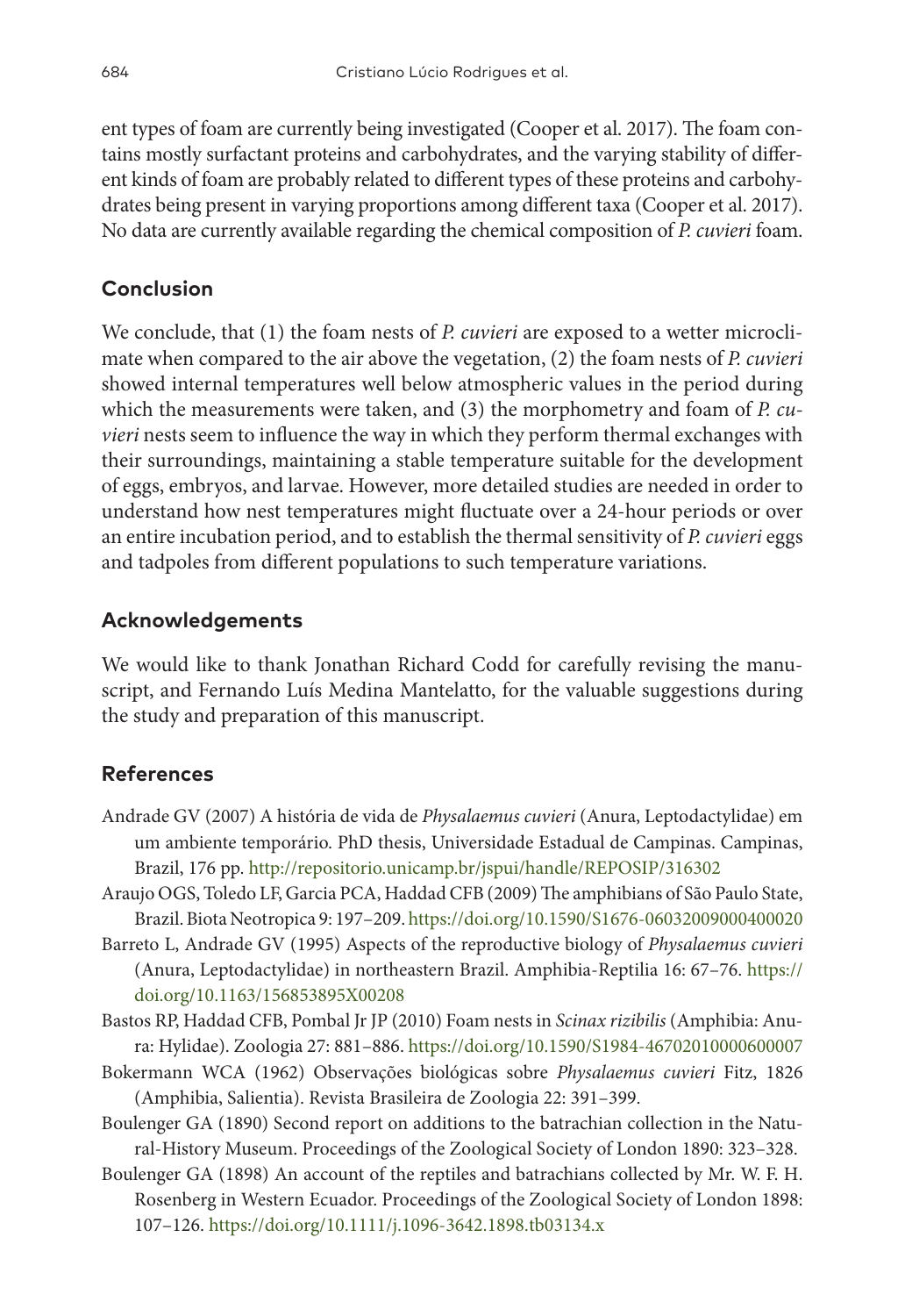ent types of foam are currently being investigated (Cooper et al. 2017). The foam contains mostly surfactant proteins and carbohydrates, and the varying stability of different kinds of foam are probably related to different types of these proteins and carbohydrates being present in varying proportions among different taxa (Cooper et al. 2017). No data are currently available regarding the chemical composition of *P. cuvieri* foam.

## Conclusion

We conclude, that (1) the foam nests of *P. cuvieri* are exposed to a wetter microclimate when compared to the air above the vegetation, (2) the foam nests of *P. cuvieri* showed internal temperatures well below atmospheric values in the period during which the measurements were taken, and (3) the morphometry and foam of *P. cuvieri* nests seem to influence the way in which they perform thermal exchanges with their surroundings, maintaining a stable temperature suitable for the development of eggs, embryos, and larvae. However, more detailed studies are needed in order to understand how nest temperatures might fluctuate over a 24-hour periods or over an entire incubation period, and to establish the thermal sensitivity of *P. cuvieri* eggs and tadpoles from different populations to such temperature variations.

## Acknowledgements

We would like to thank Jonathan Richard Codd for carefully revising the manuscript, and Fernando Luís Medina Mantelatto, for the valuable suggestions during the study and preparation of this manuscript.

## References

Andrade GV (2007) A história de vida de *Physalaemus cuvieri* (Anura, Leptodactylidae) em um ambiente temporário. PhD thesis, Universidade Estadual de Campinas. Campinas, Brazil, 176 pp. http://repositorio.unicamp.br/jspui/handle/REPOSIP/316302

Araujo OGS, Toledo LF, Garcia PCA, Haddad CFB (2009) The amphibians of São Paulo State, Brazil. Biota Neotropica 9: 197–209. https://doi.org/10.1590/S1676-06032009000400020

Barreto L, Andrade GV (1995) Aspects of the reproductive biology of *Physalaemus cuvieri* (Anura, Leptodactylidae) in northeastern Brazil. Amphibia-Reptilia 16: 67–76. https://doi.org/10.1163/156853895X00208

Bastos RP, Haddad CFB, Pombal Jr JP (2010) Foam nests in *Scinax rizibilis* (Amphibia: Anura: Hylidae). Zoologia 27: 881–886. https://doi.org/10.1590/S1984-46702010000600007

Bokermann WCA (1962) Observações biológicas sobre *Physalaemus cuvieri* Fitz, 1826 (Amphibia, Salientia). Revista Brasileira de Zoologia 22: 391–399.

Boulenger GA (1890) Second report on additions to the batrachian collection in the Natural-History Museum. Proceedings of the Zoological Society of London 1890: 323–328.

Boulenger GA (1898) An account of the reptiles and batrachians collected by Mr. W. F. H. Rosenberg in Western Ecuador. Proceedings of the Zoological Society of London 1898: 107–126. https://doi.org/10.1111/j.1096-3642.1898.tb03134.x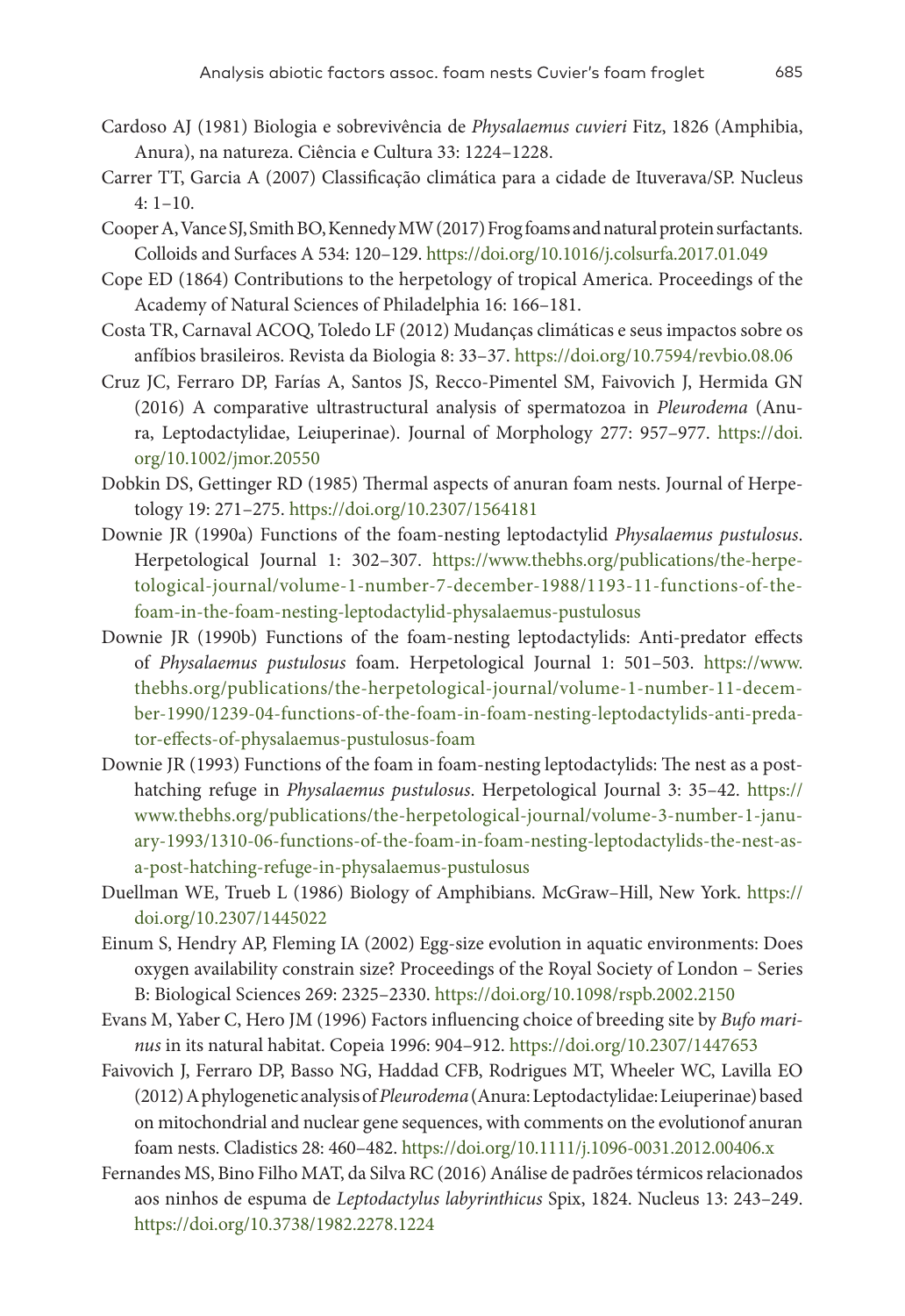Cardoso AJ (1981) Biologia e sobrevivência de *Physalaemus cuvieri* Fitz, 1826 (Amphibia, Anura), na natureza. Ciência e Cultura 33: 1224–1228.

Carrer TT, Garcia A (2007) Classificação climática para a cidade de Ituverava/SP. Nucleus 4: 1–10.

Cooper A, Vance SJ, Smith BO, Kennedy MW (2017) Frog foams and natural protein surfactants. Colloids and Surfaces A 534: 120–129. https://doi.org/10.1016/j.colsurfa.2017.01.049

Cope ED (1864) Contributions to the herpetology of tropical America. Proceedings of the Academy of Natural Sciences of Philadelphia 16: 166–181.

Costa TR, Carnaval ACOQ, Toledo LF (2012) Mudanças climáticas e seus impactos sobre os anfíbios brasileiros. Revista da Biologia 8: 33–37. https://doi.org/10.7594/revbio.08.06

Cruz JC, Ferraro DP, Farías A, Santos JS, Recco-Pimentel SM, Faivovich J, Hermida GN (2016) A comparative ultrastructural analysis of spermatozoa in *Pleurodema* (Anura, Leptodactylidae, Leiuperinae). Journal of Morphology 277: 957–977. https://doi.org/10.1002/jmor.20550

Dobkin DS, Gettinger RD (1985) Thermal aspects of anuran foam nests. Journal of Herpetology 19: 271–275. https://doi.org/10.2307/1564181

Downie JR (1990a) Functions of the foam-nesting leptodactylid *Physalaemus pustulosus*. Herpetological Journal 1: 302–307. https://www.thebhs.org/publications/the-herpetological-journal/volume-1-number-7-december-1988/1193-11-functions-of-the-foam-in-the-foam-nesting-leptodactylid-physalaemus-pustulosus

Downie JR (1990b) Functions of the foam-nesting leptodactylids: Anti-predator effects of *Physalaemus pustulosus* foam. Herpetological Journal 1: 501–503. https://www.thebhs.org/publications/the-herpetological-journal/volume-1-number-11-december-1990/1239-04-functions-of-the-foam-in-foam-nesting-leptodactylids-anti-predator-effects-of-physalaemus-pustulosus-foam

Downie JR (1993) Functions of the foam in foam-nesting leptodactylids: The nest as a post-hatching refuge in *Physalaemus pustulosus*. Herpetological Journal 3: 35–42. https://www.thebhs.org/publications/the-herpetological-journal/volume-3-number-1-january-1993/1310-06-functions-of-the-foam-in-foam-nesting-leptodactylids-the-nest-as-a-post-hatching-refuge-in-physalaemus-pustulosus

Duellman WE, Trueb L (1986) Biology of Amphibians. McGraw–Hill, New York. https://doi.org/10.2307/1445022

Einum S, Hendry AP, Fleming IA (2002) Egg-size evolution in aquatic environments: Does oxygen availability constrain size? Proceedings of the Royal Society of London – Series B: Biological Sciences 269: 2325–2330. https://doi.org/10.1098/rspb.2002.2150

Evans M, Yaber C, Hero JM (1996) Factors influencing choice of breeding site by *Bufo marinus* in its natural habitat. Copeia 1996: 904–912. https://doi.org/10.2307/1447653

Faivovich J, Ferraro DP, Basso NG, Haddad CFB, Rodrigues MT, Wheeler WC, Lavilla EO (2012) A phylogenetic analysis of *Pleurodema* (Anura: Leptodactylidae: Leiuperinae) based on mitochondrial and nuclear gene sequences, with comments on the evolutionof anuran foam nests. Cladistics 28: 460–482. https://doi.org/10.1111/j.1096-0031.2012.00406.x

Fernandes MS, Bino Filho MAT, da Silva RC (2016) Análise de padrões térmicos relacionados aos ninhos de espuma de *Leptodactylus labyrinthicus* Spix, 1824. Nucleus 13: 243–249. https://doi.org/10.3738/1982.2278.1224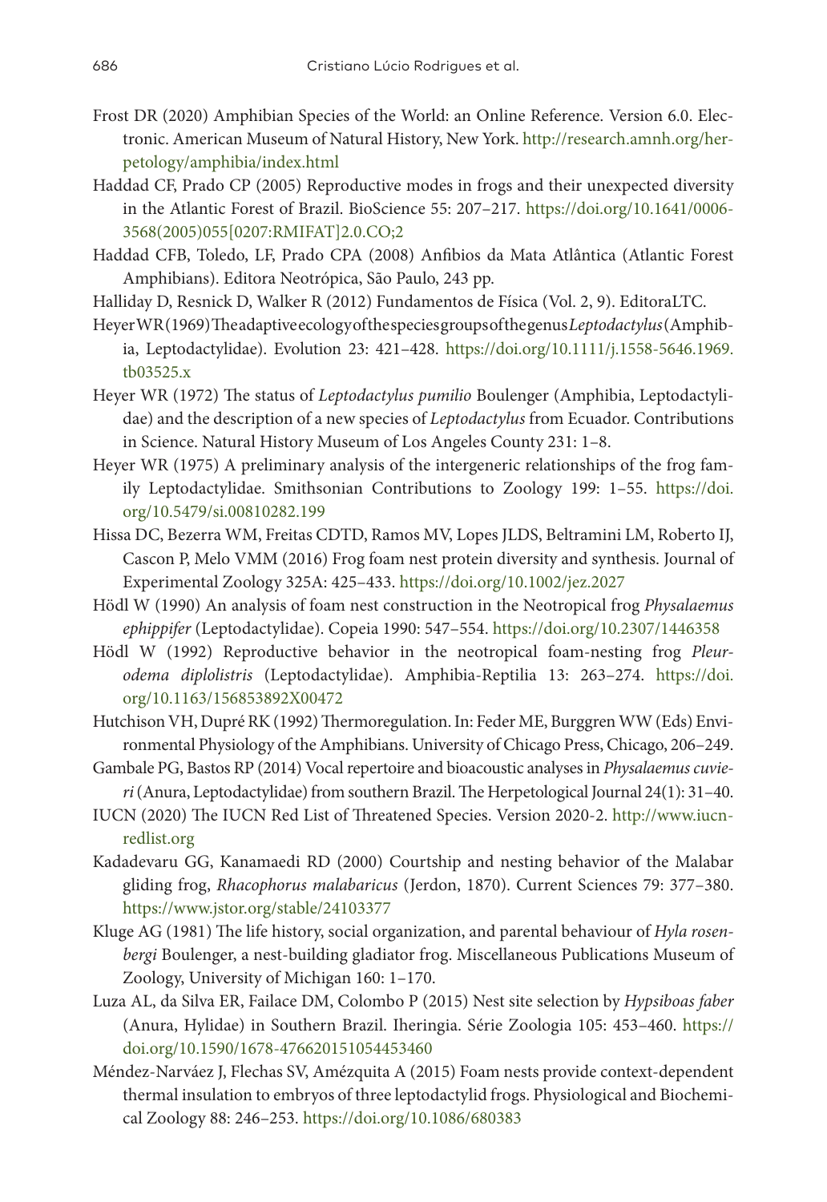Frost DR (2020) Amphibian Species of the World: an Online Reference. Version 6.0. Electronic. American Museum of Natural History, New York. http://research.amnh.org/herpetology/amphibia/index.html

Haddad CF, Prado CP (2005) Reproductive modes in frogs and their unexpected diversity in the Atlantic Forest of Brazil. BioScience 55: 207–217. https://doi.org/10.1641/0006-3568(2005)055[0207:RMIFAT]2.0.CO;2

Haddad CFB, Toledo, LF, Prado CPA (2008) Anfíbios da Mata Atlântica (Atlantic Forest Amphibians). Editora Neotrópica, São Paulo, 243 pp.

Halliday D, Resnick D, Walker R (2012) Fundamentos de Física (Vol. 2, 9). EditoraLTC.

Heyer WR (1969) The adaptive ecology of the species groups of the genus *Leptodactylus* (Amphibia, Leptodactylidae). Evolution 23: 421–428. https://doi.org/10.1111/j.1558-5646.1969.tb03525.x

Heyer WR (1972) The status of *Leptodactylus pumilio* Boulenger (Amphibia, Leptodactylidae) and the description of a new species of *Leptodactylus* from Ecuador. Contributions in Science. Natural History Museum of Los Angeles County 231: 1–8.

Heyer WR (1975) A preliminary analysis of the intergeneric relationships of the frog family Leptodactylidae. Smithsonian Contributions to Zoology 199: 1–55. https://doi.org/10.5479/si.00810282.199

Hissa DC, Bezerra WM, Freitas CDTD, Ramos MV, Lopes JLDS, Beltramini LM, Roberto IJ, Cascon P, Melo VMM (2016) Frog foam nest protein diversity and synthesis. Journal of Experimental Zoology 325A: 425–433. https://doi.org/10.1002/jez.2027

Hödl W (1990) An analysis of foam nest construction in the Neotropical frog *Physalaemus ephippifer* (Leptodactylidae). Copeia 1990: 547–554. https://doi.org/10.2307/1446358

Hödl W (1992) Reproductive behavior in the neotropical foam-nesting frog *Pleurodema diplolistris* (Leptodactylidae). Amphibia-Reptilia 13: 263–274. https://doi.org/10.1163/156853892X00472

Hutchison VH, Dupré RK (1992) Thermoregulation. In: Feder ME, Burggren WW (Eds) Environmental Physiology of the Amphibians. University of Chicago Press, Chicago, 206–249.

Gambale PG, Bastos RP (2014) Vocal repertoire and bioacoustic analyses in *Physalaemus cuvieri* (Anura, Leptodactylidae) from southern Brazil. The Herpetological Journal 24(1): 31–40.

IUCN (2020) The IUCN Red List of Threatened Species. Version 2020-2. http://www.iucnredlist.org

Kadadevaru GG, Kanamaedi RD (2000) Courtship and nesting behavior of the Malabar gliding frog, *Rhacophorus malabaricus* (Jerdon, 1870). Current Sciences 79: 377–380. https://www.jstor.org/stable/24103377

Kluge AG (1981) The life history, social organization, and parental behaviour of *Hyla rosenbergi* Boulenger, a nest-building gladiator frog. Miscellaneous Publications Museum of Zoology, University of Michigan 160: 1–170.

Luza AL, da Silva ER, Failace DM, Colombo P (2015) Nest site selection by *Hypsiboas faber* (Anura, Hylidae) in Southern Brazil. Iheringia. Série Zoologia 105: 453–460. https://doi.org/10.1590/1678-476620151054453460

Méndez-Narváez J, Flechas SV, Amézquita A (2015) Foam nests provide context-dependent thermal insulation to embryos of three leptodactylid frogs. Physiological and Biochemical Zoology 88: 246–253. https://doi.org/10.1086/680383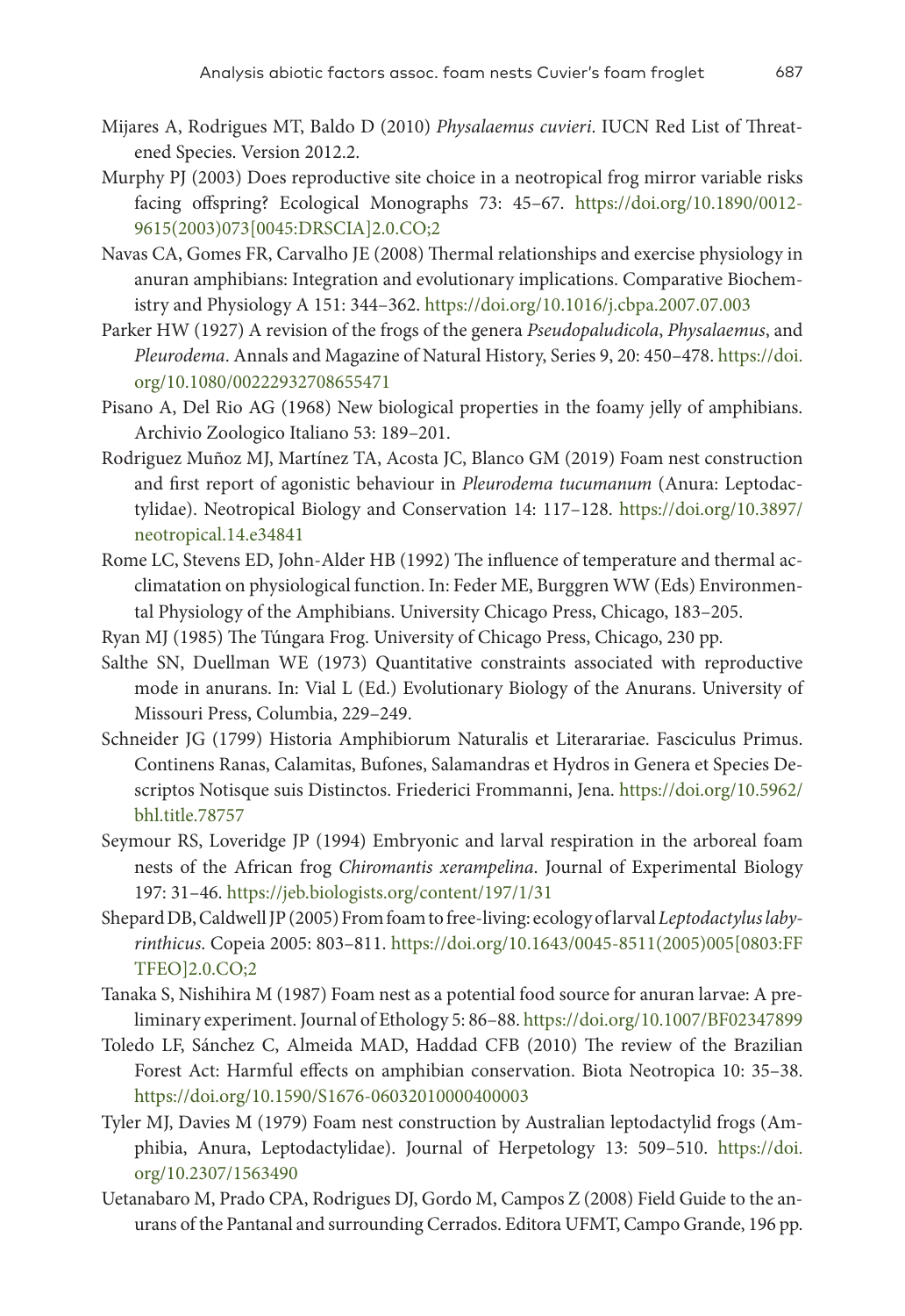Mijares A, Rodrigues MT, Baldo D (2010) *Physalaemus cuvieri*. IUCN Red List of Threatened Species. Version 2012.2.

Murphy PJ (2003) Does reproductive site choice in a neotropical frog mirror variable risks facing offspring? Ecological Monographs 73: 45–67. https://doi.org/10.1890/0012-9615(2003)073[0045:DRSCIA]2.0.CO;2

Navas CA, Gomes FR, Carvalho JE (2008) Thermal relationships and exercise physiology in anuran amphibians: Integration and evolutionary implications. Comparative Biochemistry and Physiology A 151: 344–362. https://doi.org/10.1016/j.cbpa.2007.07.003

Parker HW (1927) A revision of the frogs of the genera *Pseudopaludicola*, *Physalaemus*, and *Pleurodema*. Annals and Magazine of Natural History, Series 9, 20: 450–478. https://doi.org/10.1080/00222932708655471

Pisano A, Del Rio AG (1968) New biological properties in the foamy jelly of amphibians. Archivio Zoologico Italiano 53: 189–201.

Rodriguez Muñoz MJ, Martínez TA, Acosta JC, Blanco GM (2019) Foam nest construction and first report of agonistic behaviour in *Pleurodema tucumanum* (Anura: Leptodactylidae). Neotropical Biology and Conservation 14: 117–128. https://doi.org/10.3897/neotropical.14.e34841

Rome LC, Stevens ED, John-Alder HB (1992) The influence of temperature and thermal acclimatation on physiological function. In: Feder ME, Burggren WW (Eds) Environmental Physiology of the Amphibians. University Chicago Press, Chicago, 183–205.

Ryan MJ (1985) The Túngara Frog. University of Chicago Press, Chicago, 230 pp.

Salthe SN, Duellman WE (1973) Quantitative constraints associated with reproductive mode in anurans. In: Vial L (Ed.) Evolutionary Biology of the Anurans. University of Missouri Press, Columbia, 229–249.

Schneider JG (1799) Historia Amphibiorum Naturalis et Literarariae. Fasciculus Primus. Continens Ranas, Calamitas, Bufones, Salamandras et Hydros in Genera et Species Descriptos Notisque suis Distinctos. Friederici Frommanni, Jena. https://doi.org/10.5962/bhl.title.78757

Seymour RS, Loveridge JP (1994) Embryonic and larval respiration in the arboreal foam nests of the African frog *Chiromantis xerampelina*. Journal of Experimental Biology 197: 31–46. https://jeb.biologists.org/content/197/1/31

Shepard DB, Caldwell JP (2005) From foam to free-living: ecology of larval *Leptodactylus labyrinthicus*. Copeia 2005: 803–811. https://doi.org/10.1643/0045-8511(2005)005[0803:FFTFEO]2.0.CO;2

Tanaka S, Nishihira M (1987) Foam nest as a potential food source for anuran larvae: A preliminary experiment. Journal of Ethology 5: 86–88. https://doi.org/10.1007/BF02347899

Toledo LF, Sánchez C, Almeida MAD, Haddad CFB (2010) The review of the Brazilian Forest Act: Harmful effects on amphibian conservation. Biota Neotropica 10: 35–38. https://doi.org/10.1590/S1676-06032010000400003

Tyler MJ, Davies M (1979) Foam nest construction by Australian leptodactylid frogs (Amphibia, Anura, Leptodactylidae). Journal of Herpetology 13: 509–510. https://doi.org/10.2307/1563490

Uetanabaro M, Prado CPA, Rodrigues DJ, Gordo M, Campos Z (2008) Field Guide to the anurans of the Pantanal and surrounding Cerrados. Editora UFMT, Campo Grande, 196 pp.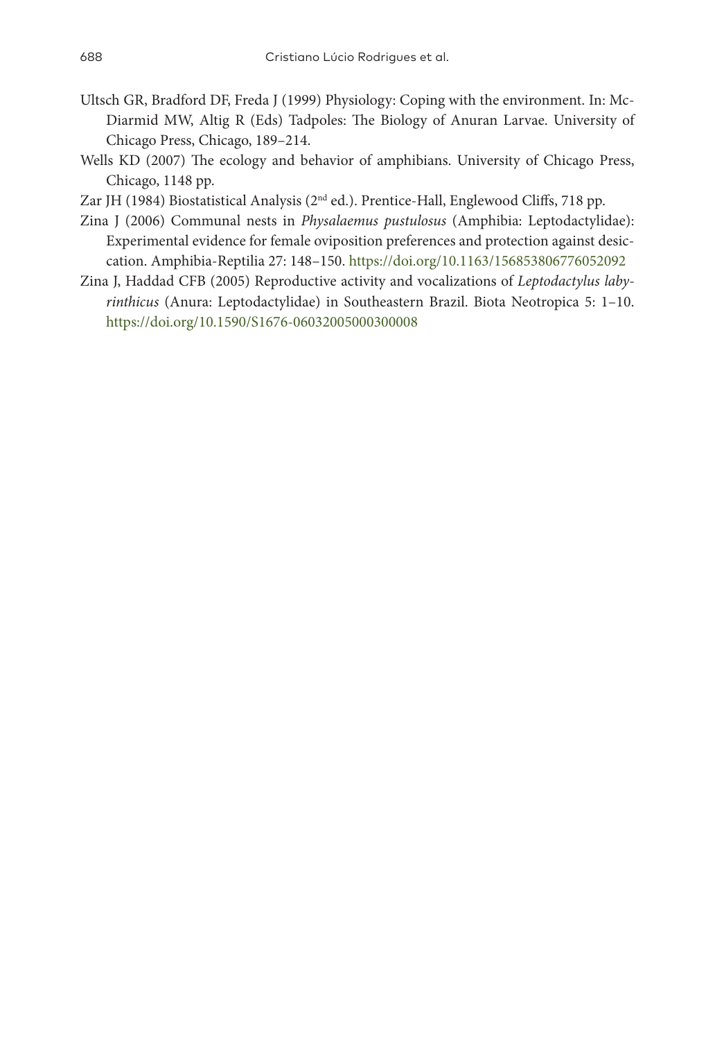Ultsch GR, Bradford DF, Freda J (1999) Physiology: Coping with the environment. In: McDiarmid MW, Altig R (Eds) Tadpoles: The Biology of Anuran Larvae. University of Chicago Press, Chicago, 189–214.

Wells KD (2007) The ecology and behavior of amphibians. University of Chicago Press, Chicago, 1148 pp.

Zar JH (1984) Biostatistical Analysis (2nd ed.). Prentice-Hall, Englewood Cliffs, 718 pp.

Zina J (2006) Communal nests in *Physalaemus pustulosus* (Amphibia: Leptodactylidae): Experimental evidence for female oviposition preferences and protection against desiccation. Amphibia-Reptilia 27: 148–150. https://doi.org/10.1163/156853806776052092

Zina J, Haddad CFB (2005) Reproductive activity and vocalizations of *Leptodactylus labyrinthicus* (Anura: Leptodactylidae) in Southeastern Brazil. Biota Neotropica 5: 1–10. https://doi.org/10.1590/S1676-06032005000300008